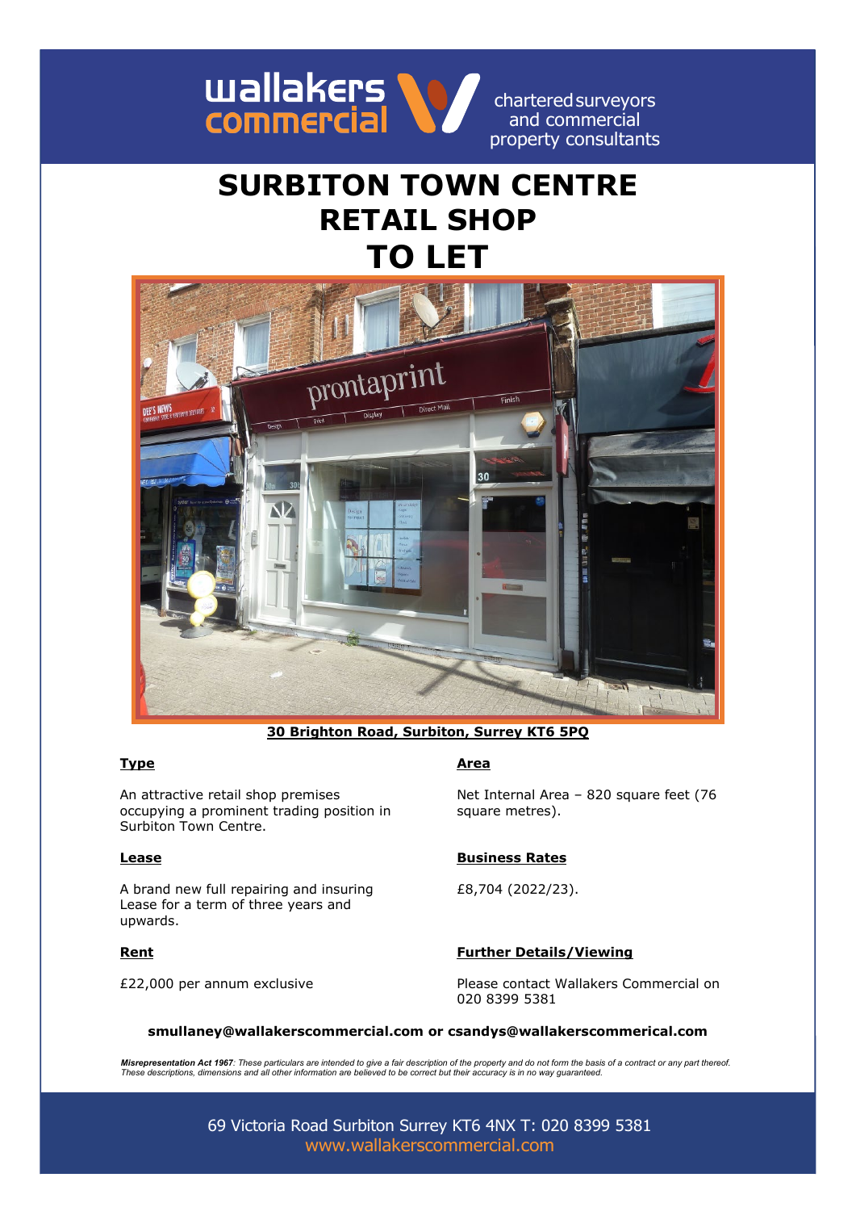wallakers commercial

chartered surveyors and commercial property consultants

# SURBITON TOWN CENTRE RETAIL SHOP TO LET

**30 Brighton Road, Surbiton, Surrey KT6 5PQ**

**Type**

An attractive retail shop premises occupying a prominent trading position in Surbiton Town Centre.

**Lease**

A brand new full repairing and insuring Lease for a term of three years and upwards.

**Rent**

£22,000 per annum exclusive

**Area**

Net Internal Area – 820 square feet (76 square metres).

**Business Rates**

£8,704 (2022/23).

**Further Details/Viewing**

Please contact Wallakers Commercial on 020 8399 5381

**smullaney@wallakerscommercial.com or csandys@wallakerscommerical.com**

***Misrepresentation Act 1967****: These particulars are intended to give a fair description of the property and do not form the basis of a contract or any part thereof. These descriptions, dimensions and all other information are believed to be correct but their accuracy is in no way guaranteed.*

69 Victoria Road Surbiton Surrey KT6 4NX T: 020 8399 5381
www.wallakerscommercial.com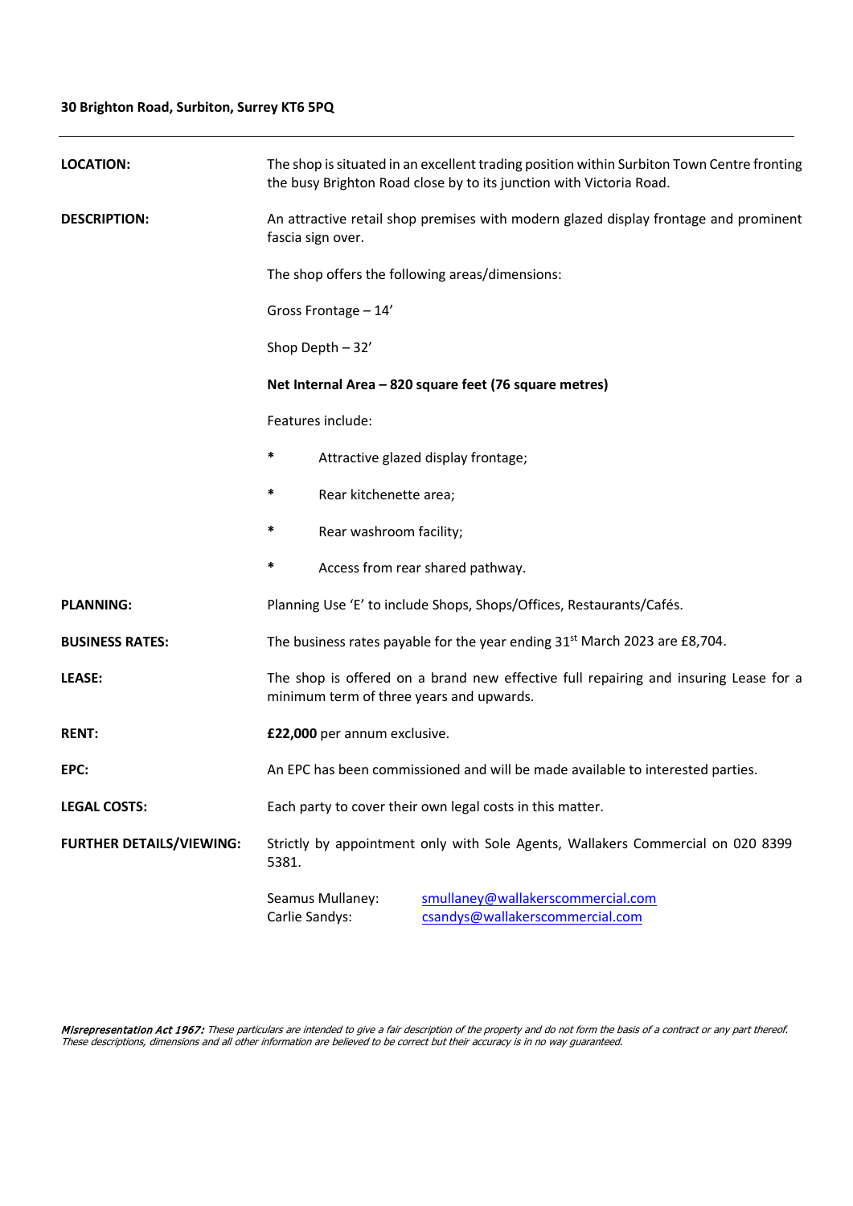**30 Brighton Road, Surbiton, Surrey KT6 5PQ**

---

**LOCATION:** The shop is situated in an excellent trading position within Surbiton Town Centre fronting the busy Brighton Road close by to its junction with Victoria Road.

**DESCRIPTION:** An attractive retail shop premises with modern glazed display frontage and prominent fascia sign over.

The shop offers the following areas/dimensions:

Gross Frontage – 14’

Shop Depth – 32’

**Net Internal Area – 820 square feet (76 square metres)**

Features include:

* Attractive glazed display frontage;
* Rear kitchenette area;
* Rear washroom facility;
* Access from rear shared pathway.

**PLANNING:** Planning Use ‘E’ to include Shops, Shops/Offices, Restaurants/Cafés.

**BUSINESS RATES:** The business rates payable for the year ending 31st March 2023 are £8,704.

**LEASE:** The shop is offered on a brand new effective full repairing and insuring Lease for a minimum term of three years and upwards.

**RENT:** **£22,000** per annum exclusive.

**EPC:** An EPC has been commissioned and will be made available to interested parties.

**LEGAL COSTS:** Each party to cover their own legal costs in this matter.

**FURTHER DETAILS/VIEWING:** Strictly by appointment only with Sole Agents, Wallakers Commercial on 020 8399 5381.

Seamus Mullaney: smullaney@wallakerscommercial.com
Carlie Sandys: csandys@wallakerscommercial.com

***Misrepresentation Act 1967:*** *These particulars are intended to give a fair description of the property and do not form the basis of a contract or any part thereof. These descriptions, dimensions and all other information are believed to be correct but their accuracy is in no way guaranteed.*